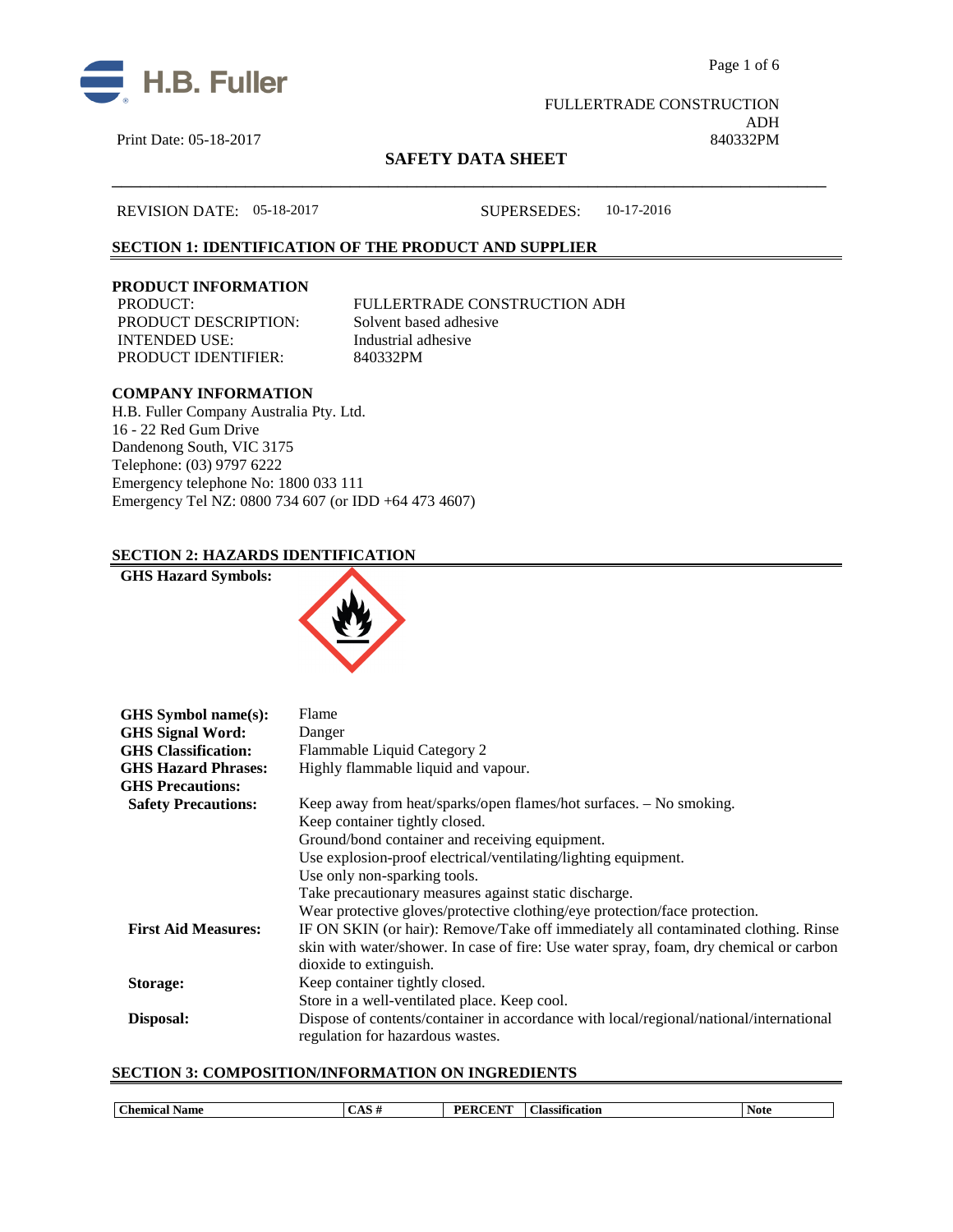FULLERTRADE CONSTRUCTION ADH
840332PM

Print Date: 05-18-2017

# SAFETY DATA SHEET

REVISION DATE: 05-18-2017 SUPERSEDES: 10-17-2016

## SECTION 1: IDENTIFICATION OF THE PRODUCT AND SUPPLIER

### PRODUCT INFORMATION

PRODUCT: FULLERTRADE CONSTRUCTION ADH
PRODUCT DESCRIPTION: Solvent based adhesive
INTENDED USE: Industrial adhesive
PRODUCT IDENTIFIER: 840332PM

### COMPANY INFORMATION

H.B. Fuller Company Australia Pty. Ltd.
16 - 22 Red Gum Drive
Dandenong South, VIC 3175
Telephone: (03) 9797 6222
Emergency telephone No: 1800 033 111
Emergency Tel NZ: 0800 734 607 (or IDD +64 473 4607)

## SECTION 2: HAZARDS IDENTIFICATION

**GHS Hazard Symbols:**

**GHS Symbol name(s):** Flame
**GHS Signal Word:** Danger
**GHS Classification:** Flammable Liquid Category 2
**GHS Hazard Phrases:** Highly flammable liquid and vapour.
**GHS Precautions:**

**Safety Precautions:**
Keep away from heat/sparks/open flames/hot surfaces. – No smoking.
Keep container tightly closed.
Ground/bond container and receiving equipment.
Use explosion-proof electrical/ventilating/lighting equipment.
Use only non-sparking tools.
Take precautionary measures against static discharge.
Wear protective gloves/protective clothing/eye protection/face protection.

**First Aid Measures:** IF ON SKIN (or hair): Remove/Take off immediately all contaminated clothing. Rinse skin with water/shower. In case of fire: Use water spray, foam, dry chemical or carbon dioxide to extinguish.

**Storage:**
Keep container tightly closed.
Store in a well-ventilated place. Keep cool.

**Disposal:** Dispose of contents/container in accordance with local/regional/national/international regulation for hazardous wastes.

## SECTION 3: COMPOSITION/INFORMATION ON INGREDIENTS

| Chemical Name | CAS # | PERCENT | Classification | Note |
|---|---|---|---|---|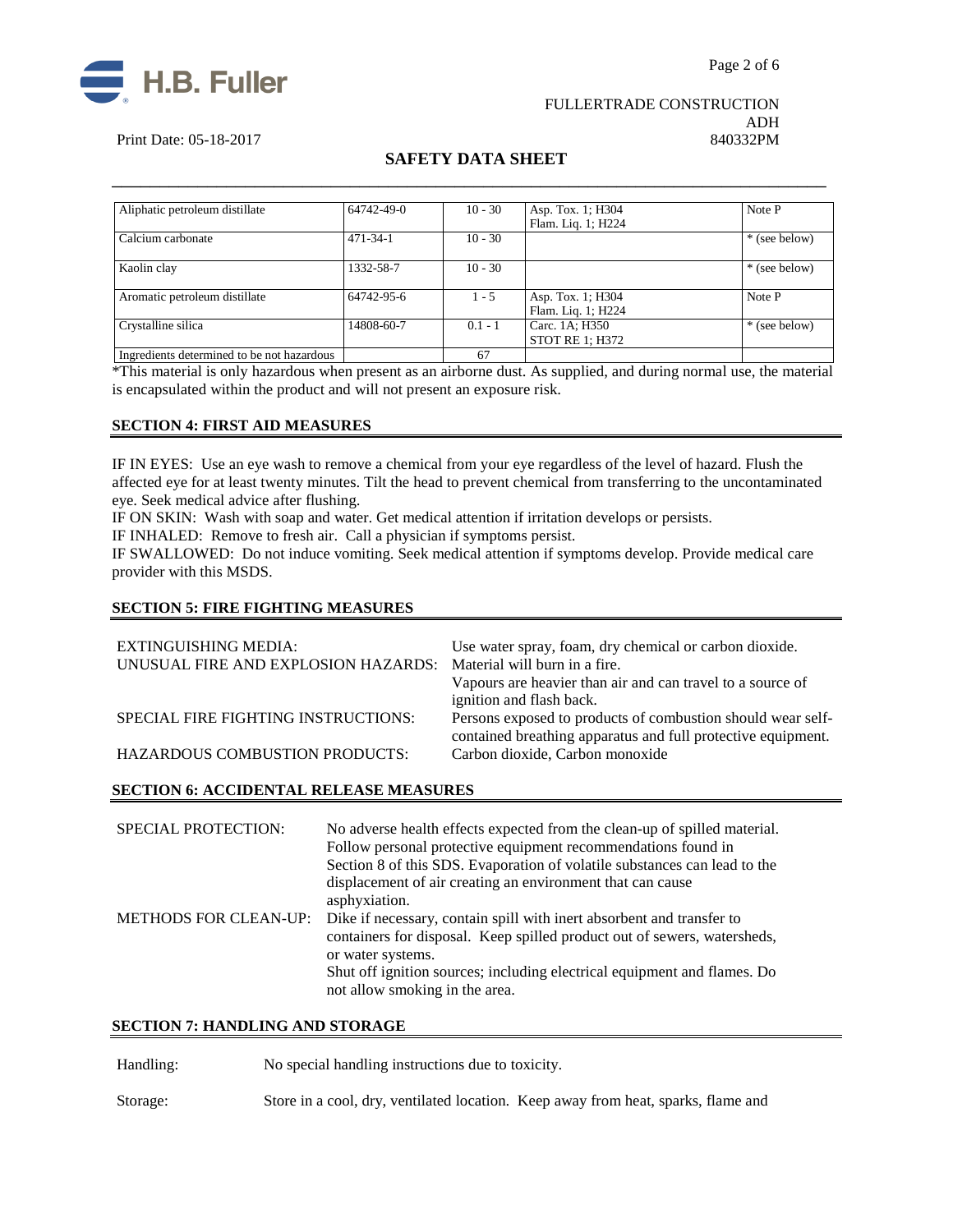| Aliphatic petroleum distillate | 64742-49-0 | 10 - 30 | Asp. Tox. 1; H304<br>Flam. Liq. 1; H224 | Note P |
|---|---|---|---|---|
| Calcium carbonate | 471-34-1 | 10 - 30 | | * (see below) |
| Kaolin clay | 1332-58-7 | 10 - 30 | | * (see below) |
| Aromatic petroleum distillate | 64742-95-6 | 1 - 5 | Asp. Tox. 1; H304<br>Flam. Liq. 1; H224 | Note P |
| Crystalline silica | 14808-60-7 | 0.1 - 1 | Carc. 1A; H350<br>STOT RE 1; H372 | * (see below) |
| Ingredients determined to be not hazardous | | 67 | | |

*This material is only hazardous when present as an airborne dust. As supplied, and during normal use, the material is encapsulated within the product and will not present an exposure risk.

## SECTION 4: FIRST AID MEASURES

IF IN EYES: Use an eye wash to remove a chemical from your eye regardless of the level of hazard. Flush the affected eye for at least twenty minutes. Tilt the head to prevent chemical from transferring to the uncontaminated eye. Seek medical advice after flushing.
IF ON SKIN: Wash with soap and water. Get medical attention if irritation develops or persists.
IF INHALED: Remove to fresh air. Call a physician if symptoms persist.
IF SWALLOWED: Do not induce vomiting. Seek medical attention if symptoms develop. Provide medical care provider with this MSDS.

## SECTION 5: FIRE FIGHTING MEASURES

EXTINGUISHING MEDIA: Use water spray, foam, dry chemical or carbon dioxide.
UNUSUAL FIRE AND EXPLOSION HAZARDS: Material will burn in a fire. Vapours are heavier than air and can travel to a source of ignition and flash back.
SPECIAL FIRE FIGHTING INSTRUCTIONS: Persons exposed to products of combustion should wear self-contained breathing apparatus and full protective equipment.
HAZARDOUS COMBUSTION PRODUCTS: Carbon dioxide, Carbon monoxide

## SECTION 6: ACCIDENTAL RELEASE MEASURES

SPECIAL PROTECTION: No adverse health effects expected from the clean-up of spilled material. Follow personal protective equipment recommendations found in Section 8 of this SDS. Evaporation of volatile substances can lead to the displacement of air creating an environment that can cause asphyxiation.
METHODS FOR CLEAN-UP: Dike if necessary, contain spill with inert absorbent and transfer to containers for disposal. Keep spilled product out of sewers, watersheds, or water systems.
Shut off ignition sources; including electrical equipment and flames. Do not allow smoking in the area.

## SECTION 7: HANDLING AND STORAGE

Handling: No special handling instructions due to toxicity.

Storage: Store in a cool, dry, ventilated location. Keep away from heat, sparks, flame and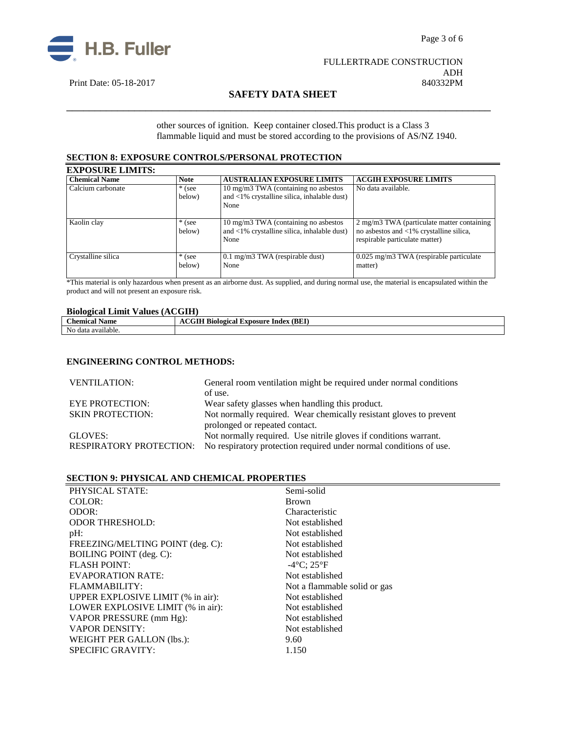other sources of ignition. Keep container closed.This product is a Class 3 flammable liquid and must be stored according to the provisions of AS/NZ 1940.

## SECTION 8: EXPOSURE CONTROLS/PERSONAL PROTECTION

### EXPOSURE LIMITS:

| Chemical Name | Note | AUSTRALIAN EXPOSURE LIMITS | ACGIH EXPOSURE LIMITS |
|---|---|---|---|
| Calcium carbonate | * (see below) | 10 mg/m3 TWA (containing no asbestos and <1% crystalline silica, inhalable dust) None | No data available. |
| Kaolin clay | * (see below) | 10 mg/m3 TWA (containing no asbestos and <1% crystalline silica, inhalable dust) None | 2 mg/m3 TWA (particulate matter containing no asbestos and <1% crystalline silica, respirable particulate matter) |
| Crystalline silica | * (see below) | 0.1 mg/m3 TWA (respirable dust) None | 0.025 mg/m3 TWA (respirable particulate matter) |

*This material is only hazardous when present as an airborne dust. As supplied, and during normal use, the material is encapsulated within the product and will not present an exposure risk.

### Biological Limit Values (ACGIH)

| Chemical Name | ACGIH Biological Exposure Index (BEI) |
|---|---|
| No data available. | |

### ENGINEERING CONTROL METHODS:

VENTILATION: General room ventilation might be required under normal conditions of use.

EYE PROTECTION: Wear safety glasses when handling this product.

SKIN PROTECTION: Not normally required. Wear chemically resistant gloves to prevent prolonged or repeated contact.

GLOVES: Not normally required. Use nitrile gloves if conditions warrant.

RESPIRATORY PROTECTION: No respiratory protection required under normal conditions of use.

## SECTION 9: PHYSICAL AND CHEMICAL PROPERTIES

| | |
|---|---|
| PHYSICAL STATE: | Semi-solid |
| COLOR: | Brown |
| ODOR: | Characteristic |
| ODOR THRESHOLD: | Not established |
| pH: | Not established |
| FREEZING/MELTING POINT (deg. C): | Not established |
| BOILING POINT (deg. C): | Not established |
| FLASH POINT: | -4°C; 25°F |
| EVAPORATION RATE: | Not established |
| FLAMMABILITY: | Not a flammable solid or gas |
| UPPER EXPLOSIVE LIMIT (% in air): | Not established |
| LOWER EXPLOSIVE LIMIT (% in air): | Not established |
| VAPOR PRESSURE (mm Hg): | Not established |
| VAPOR DENSITY: | Not established |
| WEIGHT PER GALLON (lbs.): | 9.60 |
| SPECIFIC GRAVITY: | 1.150 |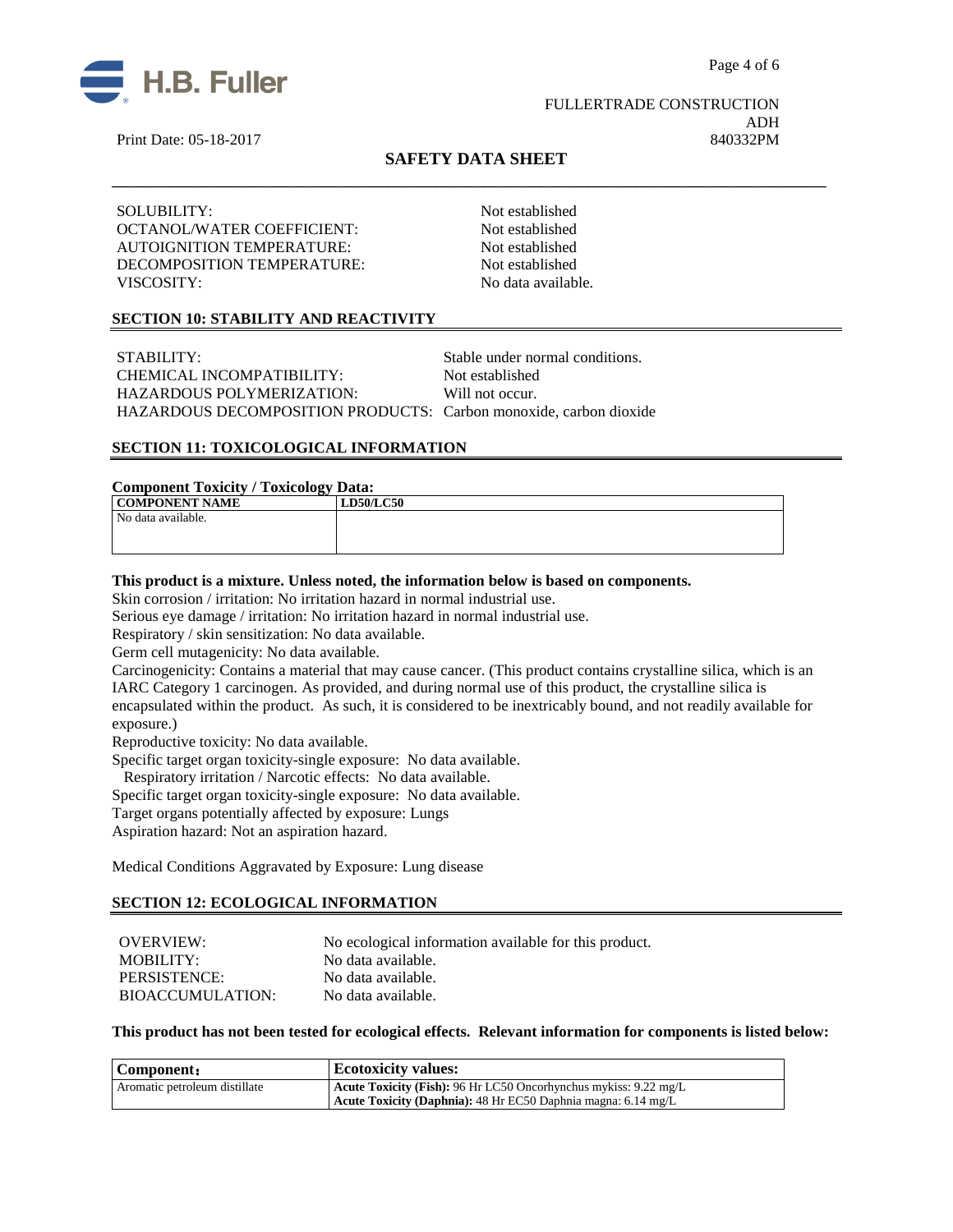| | |
|---|---|
| SOLUBILITY: | Not established |
| OCTANOL/WATER COEFFICIENT: | Not established |
| AUTOIGNITION TEMPERATURE: | Not established |
| DECOMPOSITION TEMPERATURE: | Not established |
| VISCOSITY: | No data available. |

## SECTION 10: STABILITY AND REACTIVITY

| | |
|---|---|
| STABILITY: | Stable under normal conditions. |
| CHEMICAL INCOMPATIBILITY: | Not established |
| HAZARDOUS POLYMERIZATION: | Will not occur. |
| HAZARDOUS DECOMPOSITION PRODUCTS: | Carbon monoxide, carbon dioxide |

## SECTION 11: TOXICOLOGICAL INFORMATION

**Component Toxicity / Toxicology Data:**

| COMPONENT NAME | LD50/LC50 |
|---|---|
| No data available. | |

**This product is a mixture. Unless noted, the information below is based on components.**

Skin corrosion / irritation: No irritation hazard in normal industrial use.

Serious eye damage / irritation: No irritation hazard in normal industrial use.

Respiratory / skin sensitization: No data available.

Germ cell mutagenicity: No data available.

Carcinogenicity: Contains a material that may cause cancer. (This product contains crystalline silica, which is an IARC Category 1 carcinogen. As provided, and during normal use of this product, the crystalline silica is encapsulated within the product. As such, it is considered to be inextricably bound, and not readily available for exposure.)

Reproductive toxicity: No data available.

Specific target organ toxicity-single exposure: No data available.

Respiratory irritation / Narcotic effects: No data available.

Specific target organ toxicity-single exposure: No data available.

Target organs potentially affected by exposure: Lungs

Aspiration hazard: Not an aspiration hazard.

Medical Conditions Aggravated by Exposure: Lung disease

## SECTION 12: ECOLOGICAL INFORMATION

| | |
|---|---|
| OVERVIEW: | No ecological information available for this product. |
| MOBILITY: | No data available. |
| PERSISTENCE: | No data available. |
| BIOACCUMULATION: | No data available. |

**This product has not been tested for ecological effects. Relevant information for components is listed below:**

| Component: | Ecotoxicity values: |
|---|---|
| Aromatic petroleum distillate | **Acute Toxicity (Fish):** 96 Hr LC50 Oncorhynchus mykiss: 9.22 mg/L<br>**Acute Toxicity (Daphnia):** 48 Hr EC50 Daphnia magna: 6.14 mg/L |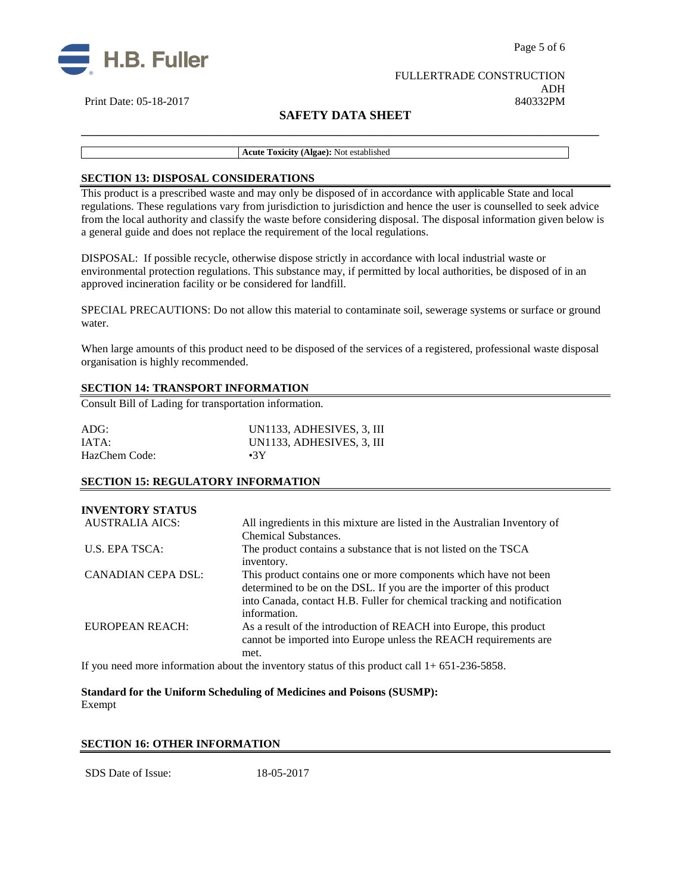| | **Acute Toxicity (Algae):** Not established |
|---|---|

## SECTION 13: DISPOSAL CONSIDERATIONS

This product is a prescribed waste and may only be disposed of in accordance with applicable State and local regulations. These regulations vary from jurisdiction to jurisdiction and hence the user is counselled to seek advice from the local authority and classify the waste before considering disposal. The disposal information given below is a general guide and does not replace the requirement of the local regulations.

DISPOSAL: If possible recycle, otherwise dispose strictly in accordance with local industrial waste or environmental protection regulations. This substance may, if permitted by local authorities, be disposed of in an approved incineration facility or be considered for landfill.

SPECIAL PRECAUTIONS: Do not allow this material to contaminate soil, sewerage systems or surface or ground water.

When large amounts of this product need to be disposed of the services of a registered, professional waste disposal organisation is highly recommended.

## SECTION 14: TRANSPORT INFORMATION

Consult Bill of Lading for transportation information.

| | |
|---|---|
| ADG: | UN1133, ADHESIVES, 3, III |
| IATA: | UN1133, ADHESIVES, 3, III |
| HazChem Code: | •3Y |

## SECTION 15: REGULATORY INFORMATION

**INVENTORY STATUS**

| | |
|---|---|
| AUSTRALIA AICS: | All ingredients in this mixture are listed in the Australian Inventory of Chemical Substances. |
| U.S. EPA TSCA: | The product contains a substance that is not listed on the TSCA inventory. |
| CANADIAN CEPA DSL: | This product contains one or more components which have not been determined to be on the DSL. If you are the importer of this product into Canada, contact H.B. Fuller for chemical tracking and notification information. |
| EUROPEAN REACH: | As a result of the introduction of REACH into Europe, this product cannot be imported into Europe unless the REACH requirements are met. |

If you need more information about the inventory status of this product call 1+ 651-236-5858.

**Standard for the Uniform Scheduling of Medicines and Poisons (SUSMP):**
Exempt

## SECTION 16: OTHER INFORMATION

SDS Date of Issue: 18-05-2017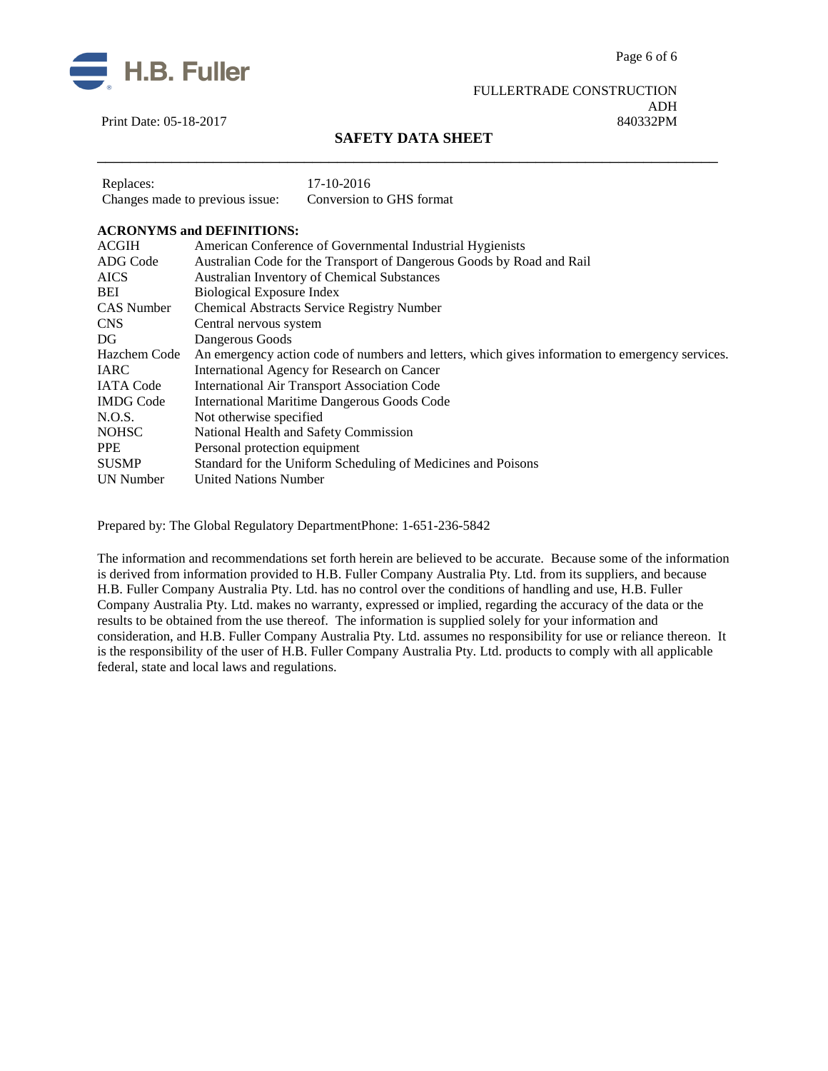| | |
|---|---|
| Replaces: | 17-10-2016 |
| Changes made to previous issue: | Conversion to GHS format |

**ACRONYMS and DEFINITIONS:**

| | |
|---|---|
| ACGIH | American Conference of Governmental Industrial Hygienists |
| ADG Code | Australian Code for the Transport of Dangerous Goods by Road and Rail |
| AICS | Australian Inventory of Chemical Substances |
| BEI | Biological Exposure Index |
| CAS Number | Chemical Abstracts Service Registry Number |
| CNS | Central nervous system |
| DG | Dangerous Goods |
| Hazchem Code | An emergency action code of numbers and letters, which gives information to emergency services. |
| IARC | International Agency for Research on Cancer |
| IATA Code | International Air Transport Association Code |
| IMDG Code | International Maritime Dangerous Goods Code |
| N.O.S. | Not otherwise specified |
| NOHSC | National Health and Safety Commission |
| PPE | Personal protection equipment |
| SUSMP | Standard for the Uniform Scheduling of Medicines and Poisons |
| UN Number | United Nations Number |

Prepared by: The Global Regulatory DepartmentPhone: 1-651-236-5842

The information and recommendations set forth herein are believed to be accurate. Because some of the information is derived from information provided to H.B. Fuller Company Australia Pty. Ltd. from its suppliers, and because H.B. Fuller Company Australia Pty. Ltd. has no control over the conditions of handling and use, H.B. Fuller Company Australia Pty. Ltd. makes no warranty, expressed or implied, regarding the accuracy of the data or the results to be obtained from the use thereof. The information is supplied solely for your information and consideration, and H.B. Fuller Company Australia Pty. Ltd. assumes no responsibility for use or reliance thereon. It is the responsibility of the user of H.B. Fuller Company Australia Pty. Ltd. products to comply with all applicable federal, state and local laws and regulations.